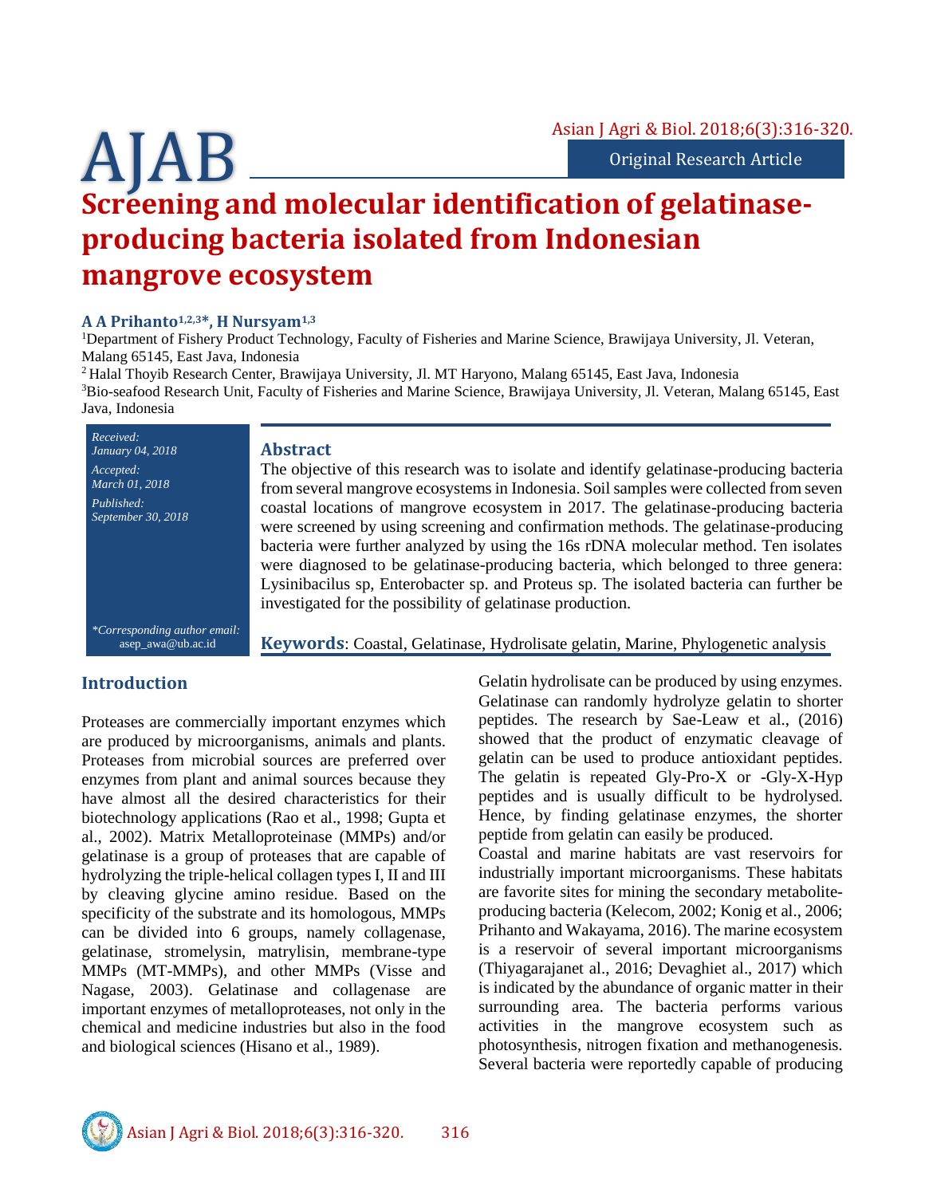Original Research Article

# Screening and molecular identification of gelatinase-producing bacteria isolated from Indonesian mangrove ecosystem

**A A Prihanto[1,2,3]*, H Nursyam[1,3]**

[1]Department of Fishery Product Technology, Faculty of Fisheries and Marine Science, Brawijaya University, Jl. Veteran, Malang 65145, East Java, Indonesia

[2] Halal Thoyib Research Center, Brawijaya University, Jl. MT Haryono, Malang 65145, East Java, Indonesia

[3]Bio-seafood Research Unit, Faculty of Fisheries and Marine Science, Brawijaya University, Jl. Veteran, Malang 65145, East Java, Indonesia

*Received:* January 04, 2018
*Accepted:* March 01, 2018
*Published:* September 30, 2018

*\*Corresponding author email:* asep_awa@ub.ac.id

## Abstract

The objective of this research was to isolate and identify gelatinase-producing bacteria from several mangrove ecosystems in Indonesia. Soil samples were collected from seven coastal locations of mangrove ecosystem in 2017. The gelatinase-producing bacteria were screened by using screening and confirmation methods. The gelatinase-producing bacteria were further analyzed by using the 16s rDNA molecular method. Ten isolates were diagnosed to be gelatinase-producing bacteria, which belonged to three genera: Lysinibacilus sp, Enterobacter sp. and Proteus sp. The isolated bacteria can further be investigated for the possibility of gelatinase production.

**Keywords**: Coastal, Gelatinase, Hydrolisate gelatin, Marine, Phylogenetic analysis

## Introduction

Proteases are commercially important enzymes which are produced by microorganisms, animals and plants. Proteases from microbial sources are preferred over enzymes from plant and animal sources because they have almost all the desired characteristics for their biotechnology applications (Rao et al., 1998; Gupta et al., 2002). Matrix Metalloproteinase (MMPs) and/or gelatinase is a group of proteases that are capable of hydrolyzing the triple-helical collagen types I, II and III by cleaving glycine amino residue. Based on the specificity of the substrate and its homologous, MMPs can be divided into 6 groups, namely collagenase, gelatinase, stromelysin, matrylisin, membrane-type MMPs (MT-MMPs), and other MMPs (Visse and Nagase, 2003). Gelatinase and collagenase are important enzymes of metalloproteases, not only in the chemical and medicine industries but also in the food and biological sciences (Hisano et al., 1989).

Gelatin hydrolisate can be produced by using enzymes. Gelatinase can randomly hydrolyze gelatin to shorter peptides. The research by Sae-Leaw et al., (2016) showed that the product of enzymatic cleavage of gelatin can be used to produce antioxidant peptides. The gelatin is repeated Gly-Pro-X or -Gly-X-Hyp peptides and is usually difficult to be hydrolysed. Hence, by finding gelatinase enzymes, the shorter peptide from gelatin can easily be produced.

Coastal and marine habitats are vast reservoirs for industrially important microorganisms. These habitats are favorite sites for mining the secondary metabolite-producing bacteria (Kelecom, 2002; Konig et al., 2006; Prihanto and Wakayama, 2016). The marine ecosystem is a reservoir of several important microorganisms (Thiyagarajanet al., 2016; Devaghiet al., 2017) which is indicated by the abundance of organic matter in their surrounding area. The bacteria performs various activities in the mangrove ecosystem such as photosynthesis, nitrogen fixation and methanogenesis. Several bacteria were reportedly capable of producing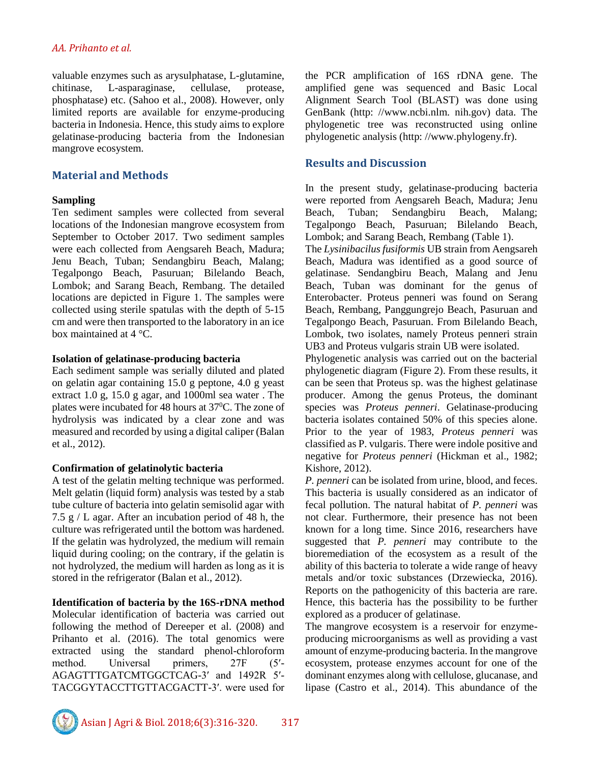valuable enzymes such as arysulphatase, L-glutamine, chitinase, L-asparaginase, cellulase, protease, phosphatase) etc. (Sahoo et al., 2008). However, only limited reports are available for enzyme-producing bacteria in Indonesia. Hence, this study aims to explore gelatinase-producing bacteria from the Indonesian mangrove ecosystem.

## Material and Methods

### Sampling

Ten sediment samples were collected from several locations of the Indonesian mangrove ecosystem from September to October 2017. Two sediment samples were each collected from Aengsareh Beach, Madura; Jenu Beach, Tuban; Sendangbiru Beach, Malang; Tegalpongo Beach, Pasuruan; Bilelando Beach, Lombok; and Sarang Beach, Rembang. The detailed locations are depicted in Figure 1. The samples were collected using sterile spatulas with the depth of 5-15 cm and were then transported to the laboratory in an ice box maintained at 4 °C.

### Isolation of gelatinase-producing bacteria

Each sediment sample was serially diluted and plated on gelatin agar containing 15.0 g peptone, 4.0 g yeast extract 1.0 g, 15.0 g agar, and 1000ml sea water . The plates were incubated for 48 hours at 37$^{0}$C. The zone of hydrolysis was indicated by a clear zone and was measured and recorded by using a digital caliper (Balan et al., 2012).

### Confirmation of gelatinolytic bacteria

A test of the gelatin melting technique was performed. Melt gelatin (liquid form) analysis was tested by a stab tube culture of bacteria into gelatin semisolid agar with 7.5 g / L agar. After an incubation period of 48 h, the culture was refrigerated until the bottom was hardened. If the gelatin was hydrolyzed, the medium will remain liquid during cooling; on the contrary, if the gelatin is not hydrolyzed, the medium will harden as long as it is stored in the refrigerator (Balan et al., 2012).

### Identification of bacteria by the 16S-rDNA method

Molecular identification of bacteria was carried out following the method of Dereeper et al. (2008) and Prihanto et al. (2016). The total genomics were extracted using the standard phenol-chloroform method. Universal primers, 27F (5′-AGAGTTTGATCMTGGCTCAG-3′ and 1492R 5′-TACGGYTACCTTGTTACGACTT-3′. were used for the PCR amplification of 16S rDNA gene. The amplified gene was sequenced and Basic Local Alignment Search Tool (BLAST) was done using GenBank (http: //www.ncbi.nlm. nih.gov) data. The phylogenetic tree was reconstructed using online phylogenetic analysis (http: //www.phylogeny.fr).

## Results and Discussion

In the present study, gelatinase-producing bacteria were reported from Aengsareh Beach, Madura; Jenu Beach, Tuban; Sendangbiru Beach, Malang; Tegalpongo Beach, Pasuruan; Bilelando Beach, Lombok; and Sarang Beach, Rembang (Table 1).

The *Lysinibacilus fusiformis* UB strain from Aengsareh Beach, Madura was identified as a good source of gelatinase. Sendangbiru Beach, Malang and Jenu Beach, Tuban was dominant for the genus of Enterobacter. Proteus penneri was found on Serang Beach, Rembang, Panggungrejo Beach, Pasuruan and Tegalpongo Beach, Pasuruan. From Bilelando Beach, Lombok, two isolates, namely Proteus penneri strain UB3 and Proteus vulgaris strain UB were isolated.

Phylogenetic analysis was carried out on the bacterial phylogenetic diagram (Figure 2). From these results, it can be seen that Proteus sp. was the highest gelatinase producer. Among the genus Proteus, the dominant species was *Proteus penneri*. Gelatinase-producing bacteria isolates contained 50% of this species alone. Prior to the year of 1983, *Proteus penneri* was classified as P. vulgaris. There were indole positive and negative for *Proteus penneri* (Hickman et al., 1982; Kishore, 2012).

*P. penneri* can be isolated from urine, blood, and feces. This bacteria is usually considered as an indicator of fecal pollution. The natural habitat of *P. penneri* was not clear. Furthermore, their presence has not been known for a long time. Since 2016, researchers have suggested that *P. penneri* may contribute to the bioremediation of the ecosystem as a result of the ability of this bacteria to tolerate a wide range of heavy metals and/or toxic substances (Drzewiecka, 2016). Reports on the pathogenicity of this bacteria are rare. Hence, this bacteria has the possibility to be further explored as a producer of gelatinase.

The mangrove ecosystem is a reservoir for enzyme-producing microorganisms as well as providing a vast amount of enzyme-producing bacteria. In the mangrove ecosystem, protease enzymes account for one of the dominant enzymes along with cellulose, glucanase, and lipase (Castro et al., 2014). This abundance of the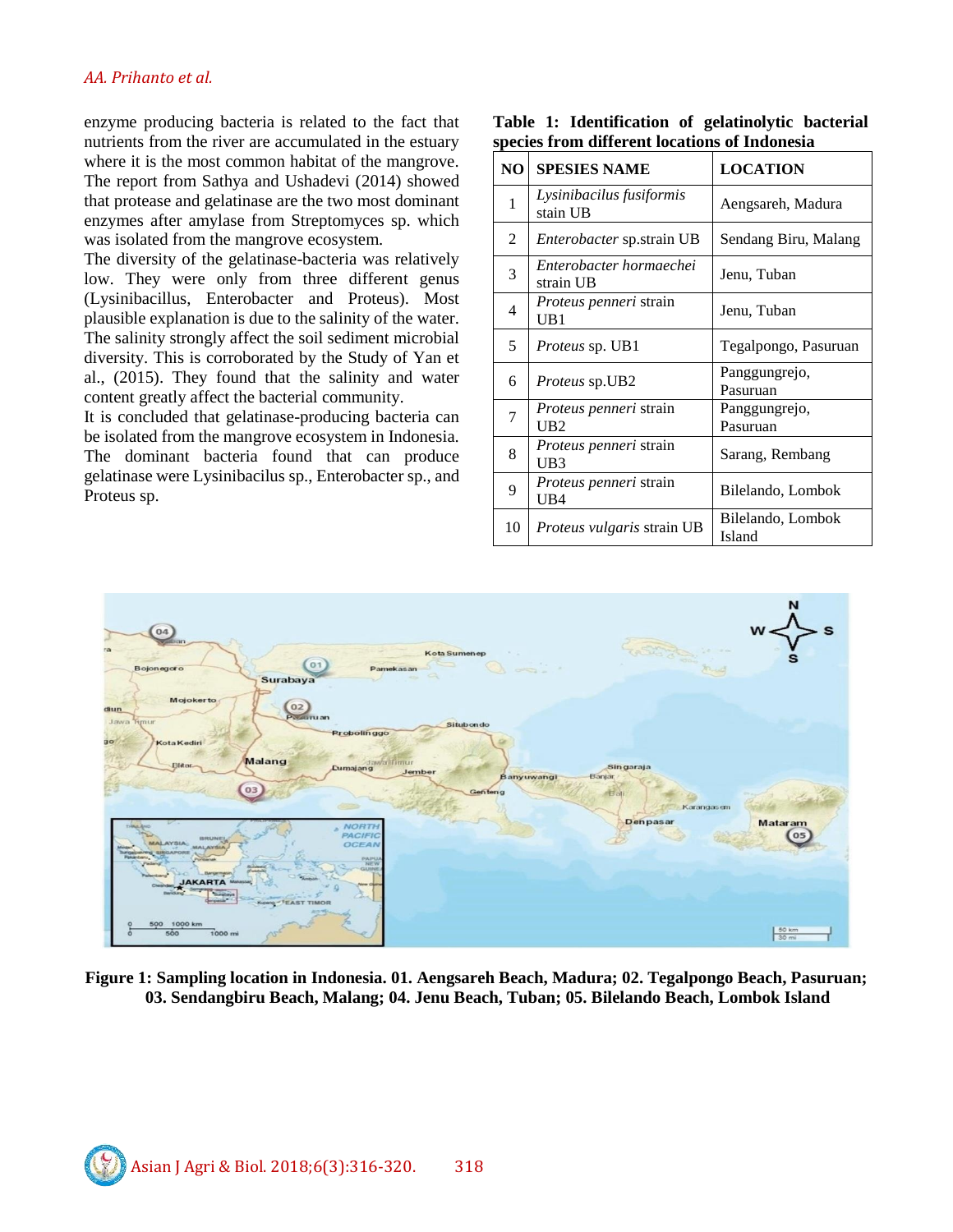enzyme producing bacteria is related to the fact that nutrients from the river are accumulated in the estuary where it is the most common habitat of the mangrove. The report from Sathya and Ushadevi (2014) showed that protease and gelatinase are the two most dominant enzymes after amylase from Streptomyces sp. which was isolated from the mangrove ecosystem.

The diversity of the gelatinase-bacteria was relatively low. They were only from three different genus (Lysinibacillus, Enterobacter and Proteus). Most plausible explanation is due to the salinity of the water. The salinity strongly affect the soil sediment microbial diversity. This is corroborated by the Study of Yan et al., (2015). They found that the salinity and water content greatly affect the bacterial community.

It is concluded that gelatinase-producing bacteria can be isolated from the mangrove ecosystem in Indonesia. The dominant bacteria found that can produce gelatinase were Lysinibacilus sp., Enterobacter sp., and Proteus sp.

**Table 1: Identification of gelatinolytic bacterial species from different locations of Indonesia**

| NO | SPESIES NAME | LOCATION |
|---|---|---|
| 1 | *Lysinibacilus fusiformis* stain UB | Aengsareh, Madura |
| 2 | *Enterobacter* sp.strain UB | Sendang Biru, Malang |
| 3 | *Enterobacter hormaechei* strain UB | Jenu, Tuban |
| 4 | *Proteus penneri* strain UB1 | Jenu, Tuban |
| 5 | *Proteus* sp. UB1 | Tegalpongo, Pasuruan |
| 6 | *Proteus* sp.UB2 | Panggungrejo, Pasuruan |
| 7 | *Proteus penneri* strain UB2 | Panggungrejo, Pasuruan |
| 8 | *Proteus penneri* strain UB3 | Sarang, Rembang |
| 9 | *Proteus penneri* strain UB4 | Bilelando, Lombok |
| 10 | *Proteus vulgaris* strain UB | Bilelando, Lombok Island |

**Figure 1: Sampling location in Indonesia. 01. Aengsareh Beach, Madura; 02. Tegalpongo Beach, Pasuruan; 03. Sendangbiru Beach, Malang; 04. Jenu Beach, Tuban; 05. Bilelando Beach, Lombok Island**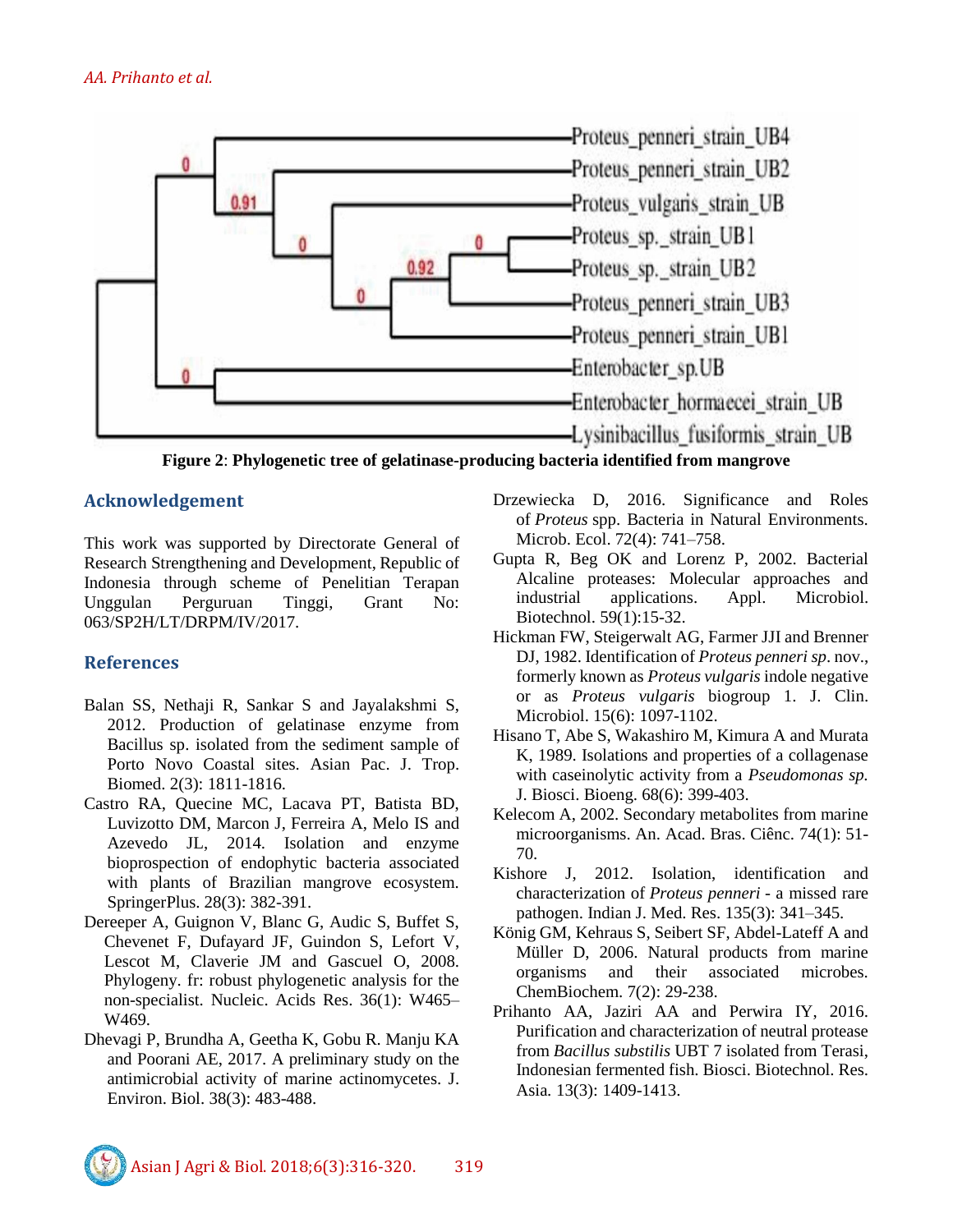Figure 2: Phylogenetic tree of gelatinase-producing bacteria identified from mangrove

## Acknowledgement

This work was supported by Directorate General of Research Strengthening and Development, Republic of Indonesia through scheme of Penelitian Terapan Unggulan Perguruan Tinggi, Grant No: 063/SP2H/LT/DRPM/IV/2017.

## References

Balan SS, Nethaji R, Sankar S and Jayalakshmi S, 2012. Production of gelatinase enzyme from Bacillus sp. isolated from the sediment sample of Porto Novo Coastal sites. Asian Pac. J. Trop. Biomed. 2(3): 1811-1816.

Castro RA, Quecine MC, Lacava PT, Batista BD, Luvizotto DM, Marcon J, Ferreira A, Melo IS and Azevedo JL, 2014. Isolation and enzyme bioprospection of endophytic bacteria associated with plants of Brazilian mangrove ecosystem. SpringerPlus. 28(3): 382-391.

Dereeper A, Guignon V, Blanc G, Audic S, Buffet S, Chevenet F, Dufayard JF, Guindon S, Lefort V, Lescot M, Claverie JM and Gascuel O, 2008. Phylogeny. fr: robust phylogenetic analysis for the non-specialist. Nucleic. Acids Res. 36(1): W465–W469.

Dhevagi P, Brundha A, Geetha K, Gobu R. Manju KA and Poorani AE, 2017. A preliminary study on the antimicrobial activity of marine actinomycetes. J. Environ. Biol. 38(3): 483-488.

Drzewiecka D, 2016. Significance and Roles of *Proteus* spp. Bacteria in Natural Environments. Microb. Ecol. 72(4): 741–758.

Gupta R, Beg OK and Lorenz P, 2002. Bacterial Alcaline proteases: Molecular approaches and industrial applications. Appl. Microbiol. Biotechnol. 59(1):15-32.

Hickman FW, Steigerwalt AG, Farmer JJI and Brenner DJ, 1982. Identification of *Proteus penneri sp*. nov., formerly known as *Proteus vulgaris* indole negative or as *Proteus vulgaris* biogroup 1. J. Clin. Microbiol. 15(6): 1097-1102.

Hisano T, Abe S, Wakashiro M, Kimura A and Murata K, 1989. Isolations and properties of a collagenase with caseinolytic activity from a *Pseudomonas sp.* J. Biosci. Bioeng. 68(6): 399-403.

Kelecom A, 2002. Secondary metabolites from marine microorganisms. An. Acad. Bras. Ciênc. 74(1): 51-70.

Kishore J, 2012. Isolation, identification and characterization of *Proteus penneri* - a missed rare pathogen. Indian J. Med. Res. 135(3): 341–345.

König GM, Kehraus S, Seibert SF, Abdel-Lateff A and Müller D, 2006. Natural products from marine organisms and their associated microbes. ChemBiochem. 7(2): 29-238.

Prihanto AA, Jaziri AA and Perwira IY, 2016. Purification and characterization of neutral protease from *Bacillus substilis* UBT 7 isolated from Terasi, Indonesian fermented fish. Biosci. Biotechnol. Res. Asia. 13(3): 1409-1413.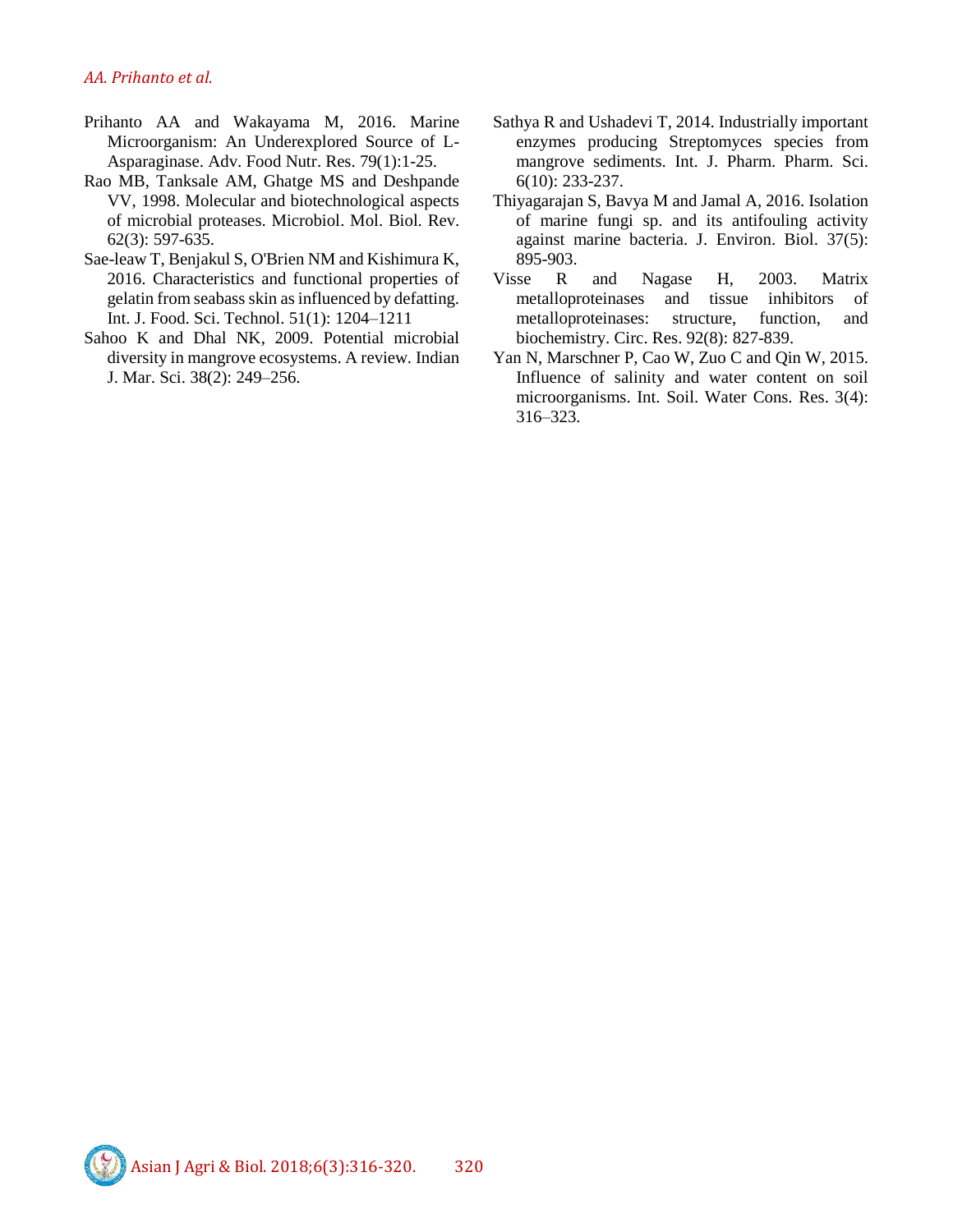Prihanto AA and Wakayama M, 2016. Marine Microorganism: An Underexplored Source of L-Asparaginase. Adv. Food Nutr. Res. 79(1):1-25.

Rao MB, Tanksale AM, Ghatge MS and Deshpande VV, 1998. Molecular and biotechnological aspects of microbial proteases. Microbiol. Mol. Biol. Rev. 62(3): 597-635.

Sae-leaw T, Benjakul S, O'Brien NM and Kishimura K, 2016. Characteristics and functional properties of gelatin from seabass skin as influenced by defatting. Int. J. Food. Sci. Technol. 51(1): 1204–1211

Sahoo K and Dhal NK, 2009. Potential microbial diversity in mangrove ecosystems. A review. Indian J. Mar. Sci. 38(2): 249–256.

Sathya R and Ushadevi T, 2014. Industrially important enzymes producing Streptomyces species from mangrove sediments. Int. J. Pharm. Pharm. Sci. 6(10): 233-237.

Thiyagarajan S, Bavya M and Jamal A, 2016. Isolation of marine fungi sp. and its antifouling activity against marine bacteria. J. Environ. Biol. 37(5): 895-903.

Visse R and Nagase H, 2003. Matrix metalloproteinases and tissue inhibitors of metalloproteinases: structure, function, and biochemistry. Circ. Res. 92(8): 827-839.

Yan N, Marschner P, Cao W, Zuo C and Qin W, 2015. Influence of salinity and water content on soil microorganisms. Int. Soil. Water Cons. Res. 3(4): 316–323.